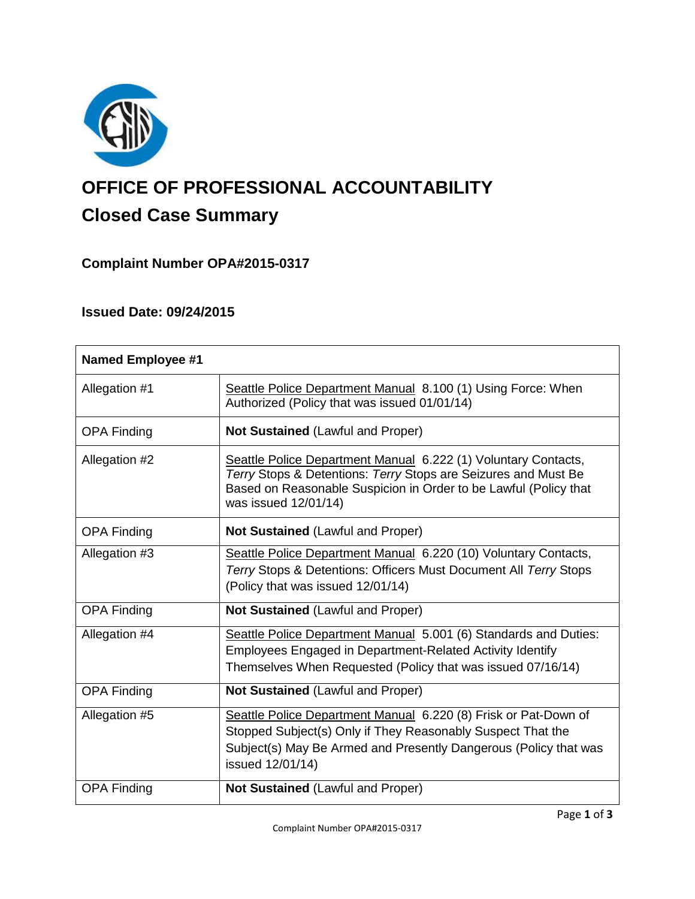# OFFICE OF PROFESSIONAL ACCOUNTABILITY

## Closed Case Summary

### Complaint Number OPA#2015-0317

### Issued Date: 09/24/2015

| Named Employee #1 | |
|---|---|
| Allegation #1 | Seattle Police Department Manual 8.100 (1) Using Force: When Authorized (Policy that was issued 01/01/14) |
| OPA Finding | **Not Sustained** (Lawful and Proper) |
| Allegation #2 | Seattle Police Department Manual 6.222 (1) Voluntary Contacts, *Terry* Stops & Detentions: *Terry* Stops are Seizures and Must Be Based on Reasonable Suspicion in Order to be Lawful (Policy that was issued 12/01/14) |
| OPA Finding | **Not Sustained** (Lawful and Proper) |
| Allegation #3 | Seattle Police Department Manual 6.220 (10) Voluntary Contacts, *Terry* Stops & Detentions: Officers Must Document All *Terry* Stops (Policy that was issued 12/01/14) |
| OPA Finding | **Not Sustained** (Lawful and Proper) |
| Allegation #4 | Seattle Police Department Manual 5.001 (6) Standards and Duties: Employees Engaged in Department-Related Activity Identify Themselves When Requested (Policy that was issued 07/16/14) |
| OPA Finding | **Not Sustained** (Lawful and Proper) |
| Allegation #5 | Seattle Police Department Manual 6.220 (8) Frisk or Pat-Down of Stopped Subject(s) Only if They Reasonably Suspect That the Subject(s) May Be Armed and Presently Dangerous (Policy that was issued 12/01/14) |
| OPA Finding | **Not Sustained** (Lawful and Proper) |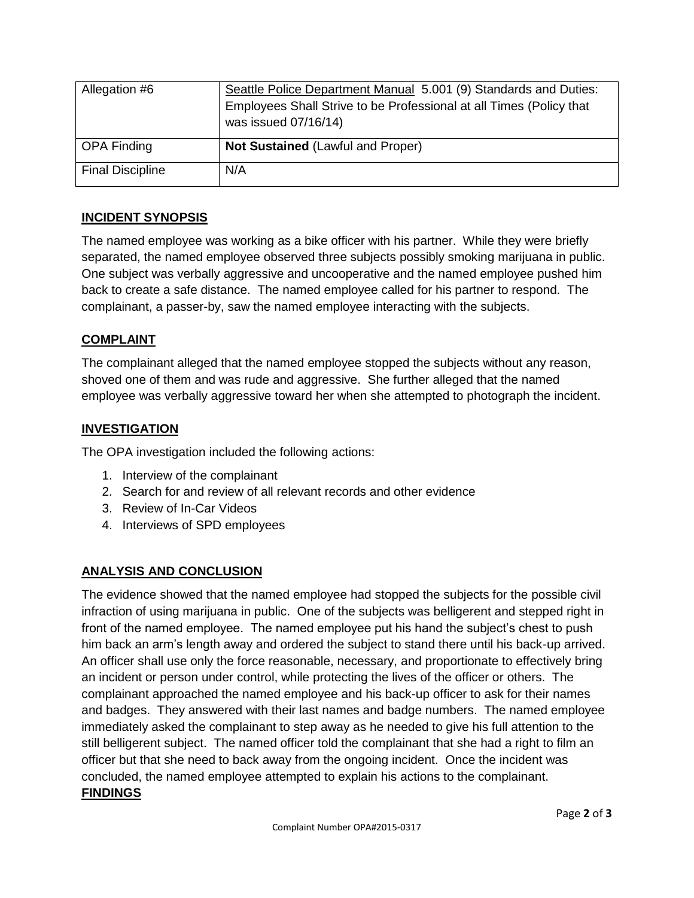| Allegation #6 | Seattle Police Department Manual 5.001 (9) Standards and Duties: Employees Shall Strive to be Professional at all Times (Policy that was issued 07/16/14) |
|---|---|
| OPA Finding | **Not Sustained** (Lawful and Proper) |
| Final Discipline | N/A |

## INCIDENT SYNOPSIS

The named employee was working as a bike officer with his partner. While they were briefly separated, the named employee observed three subjects possibly smoking marijuana in public. One subject was verbally aggressive and uncooperative and the named employee pushed him back to create a safe distance. The named employee called for his partner to respond. The complainant, a passer-by, saw the named employee interacting with the subjects.

## COMPLAINT

The complainant alleged that the named employee stopped the subjects without any reason, shoved one of them and was rude and aggressive. She further alleged that the named employee was verbally aggressive toward her when she attempted to photograph the incident.

## INVESTIGATION

The OPA investigation included the following actions:

1. Interview of the complainant
2. Search for and review of all relevant records and other evidence
3. Review of In-Car Videos
4. Interviews of SPD employees

## ANALYSIS AND CONCLUSION

The evidence showed that the named employee had stopped the subjects for the possible civil infraction of using marijuana in public. One of the subjects was belligerent and stepped right in front of the named employee. The named employee put his hand the subject's chest to push him back an arm's length away and ordered the subject to stand there until his back-up arrived. An officer shall use only the force reasonable, necessary, and proportionate to effectively bring an incident or person under control, while protecting the lives of the officer or others. The complainant approached the named employee and his back-up officer to ask for their names and badges. They answered with their last names and badge numbers. The named employee immediately asked the complainant to step away as he needed to give his full attention to the still belligerent subject. The named officer told the complainant that she had a right to film an officer but that she need to back away from the ongoing incident. Once the incident was concluded, the named employee attempted to explain his actions to the complainant.

## FINDINGS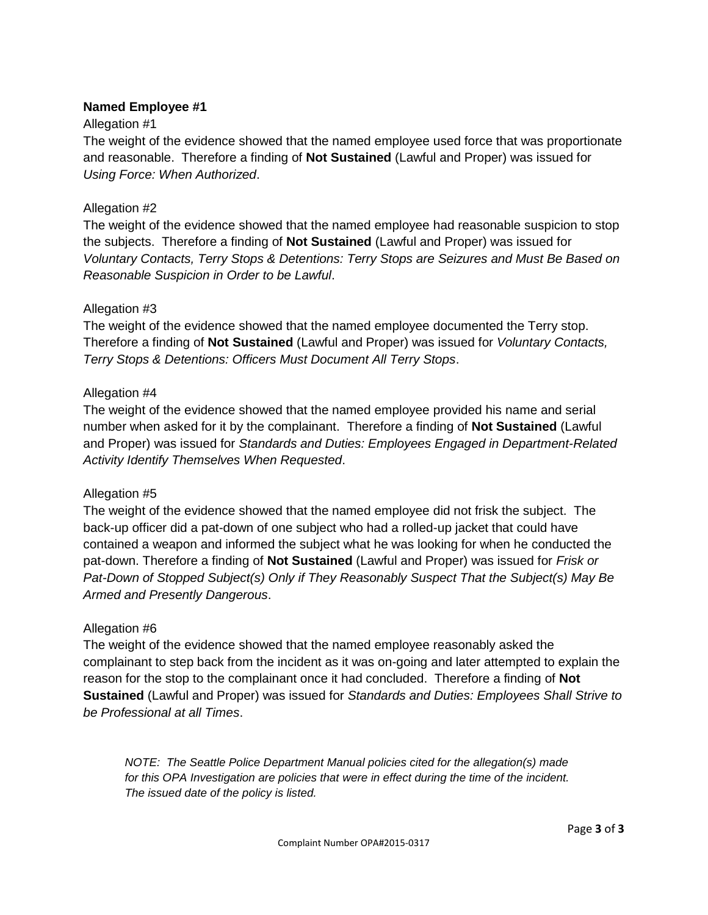**Named Employee #1**

Allegation #1

The weight of the evidence showed that the named employee used force that was proportionate and reasonable. Therefore a finding of **Not Sustained** (Lawful and Proper) was issued for *Using Force: When Authorized*.

Allegation #2

The weight of the evidence showed that the named employee had reasonable suspicion to stop the subjects. Therefore a finding of **Not Sustained** (Lawful and Proper) was issued for *Voluntary Contacts, Terry Stops & Detentions: Terry Stops are Seizures and Must Be Based on Reasonable Suspicion in Order to be Lawful*.

Allegation #3

The weight of the evidence showed that the named employee documented the Terry stop. Therefore a finding of **Not Sustained** (Lawful and Proper) was issued for *Voluntary Contacts, Terry Stops & Detentions: Officers Must Document All Terry Stops*.

Allegation #4

The weight of the evidence showed that the named employee provided his name and serial number when asked for it by the complainant. Therefore a finding of **Not Sustained** (Lawful and Proper) was issued for *Standards and Duties: Employees Engaged in Department-Related Activity Identify Themselves When Requested*.

Allegation #5

The weight of the evidence showed that the named employee did not frisk the subject. The back-up officer did a pat-down of one subject who had a rolled-up jacket that could have contained a weapon and informed the subject what he was looking for when he conducted the pat-down. Therefore a finding of **Not Sustained** (Lawful and Proper) was issued for *Frisk or Pat-Down of Stopped Subject(s) Only if They Reasonably Suspect That the Subject(s) May Be Armed and Presently Dangerous*.

Allegation #6

The weight of the evidence showed that the named employee reasonably asked the complainant to step back from the incident as it was on-going and later attempted to explain the reason for the stop to the complainant once it had concluded. Therefore a finding of **Not Sustained** (Lawful and Proper) was issued for *Standards and Duties: Employees Shall Strive to be Professional at all Times*.

*NOTE: The Seattle Police Department Manual policies cited for the allegation(s) made for this OPA Investigation are policies that were in effect during the time of the incident. The issued date of the policy is listed.*